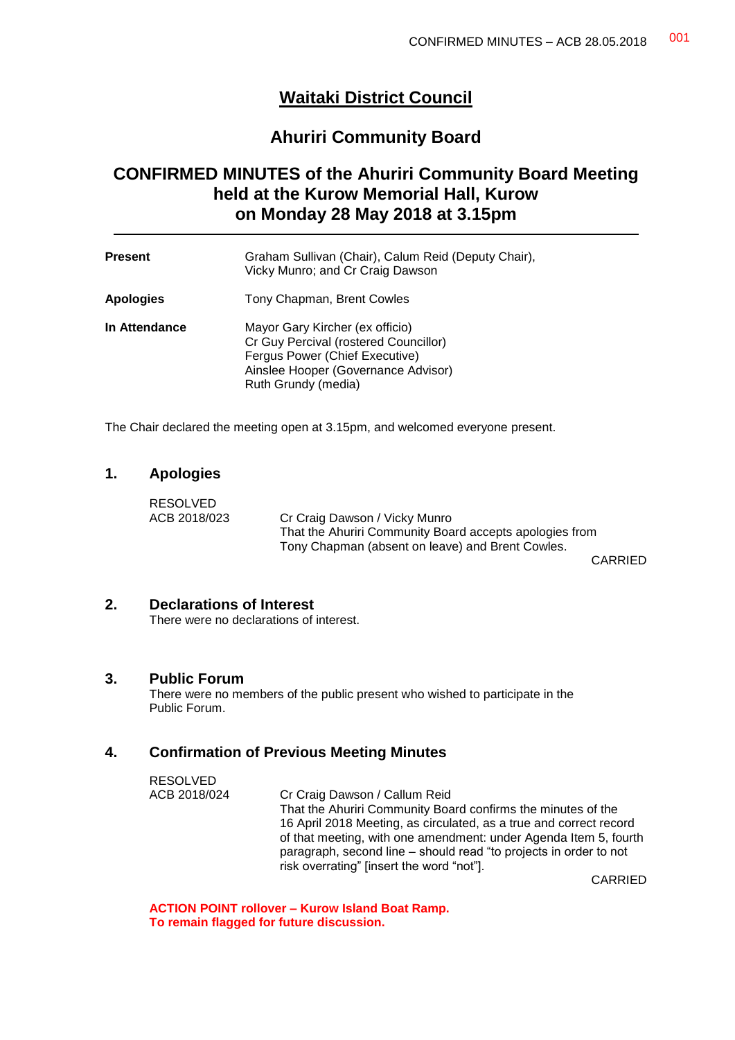# Waitaki District Council

## Ahuriri Community Board

## CONFIRMED MINUTES of the Ahuriri Community Board Meeting held at the Kurow Memorial Hall, Kurow on Monday 28 May 2018 at 3.15pm

| | |
|---|---|
| **Present** | Graham Sullivan (Chair), Calum Reid (Deputy Chair), Vicky Munro; and Cr Craig Dawson |
| **Apologies** | Tony Chapman, Brent Cowles |
| **In Attendance** | Mayor Gary Kircher (ex officio)<br>Cr Guy Percival (rostered Councillor)<br>Fergus Power (Chief Executive)<br>Ainslee Hooper (Governance Advisor)<br>Ruth Grundy (media) |

The Chair declared the meeting open at 3.15pm, and welcomed everyone present.

### 1. Apologies

RESOLVED
ACB 2018/023

Cr Craig Dawson / Vicky Munro
That the Ahuriri Community Board accepts apologies from Tony Chapman (absent on leave) and Brent Cowles.

CARRIED

### 2. Declarations of Interest

There were no declarations of interest.

### 3. Public Forum

There were no members of the public present who wished to participate in the Public Forum.

### 4. Confirmation of Previous Meeting Minutes

RESOLVED
ACB 2018/024

Cr Craig Dawson / Callum Reid
That the Ahuriri Community Board confirms the minutes of the 16 April 2018 Meeting, as circulated, as a true and correct record of that meeting, with one amendment: under Agenda Item 5, fourth paragraph, second line – should read "to projects in order to not risk overrating" [insert the word "not"].

CARRIED

**ACTION POINT rollover – Kurow Island Boat Ramp.**
**To remain flagged for future discussion.**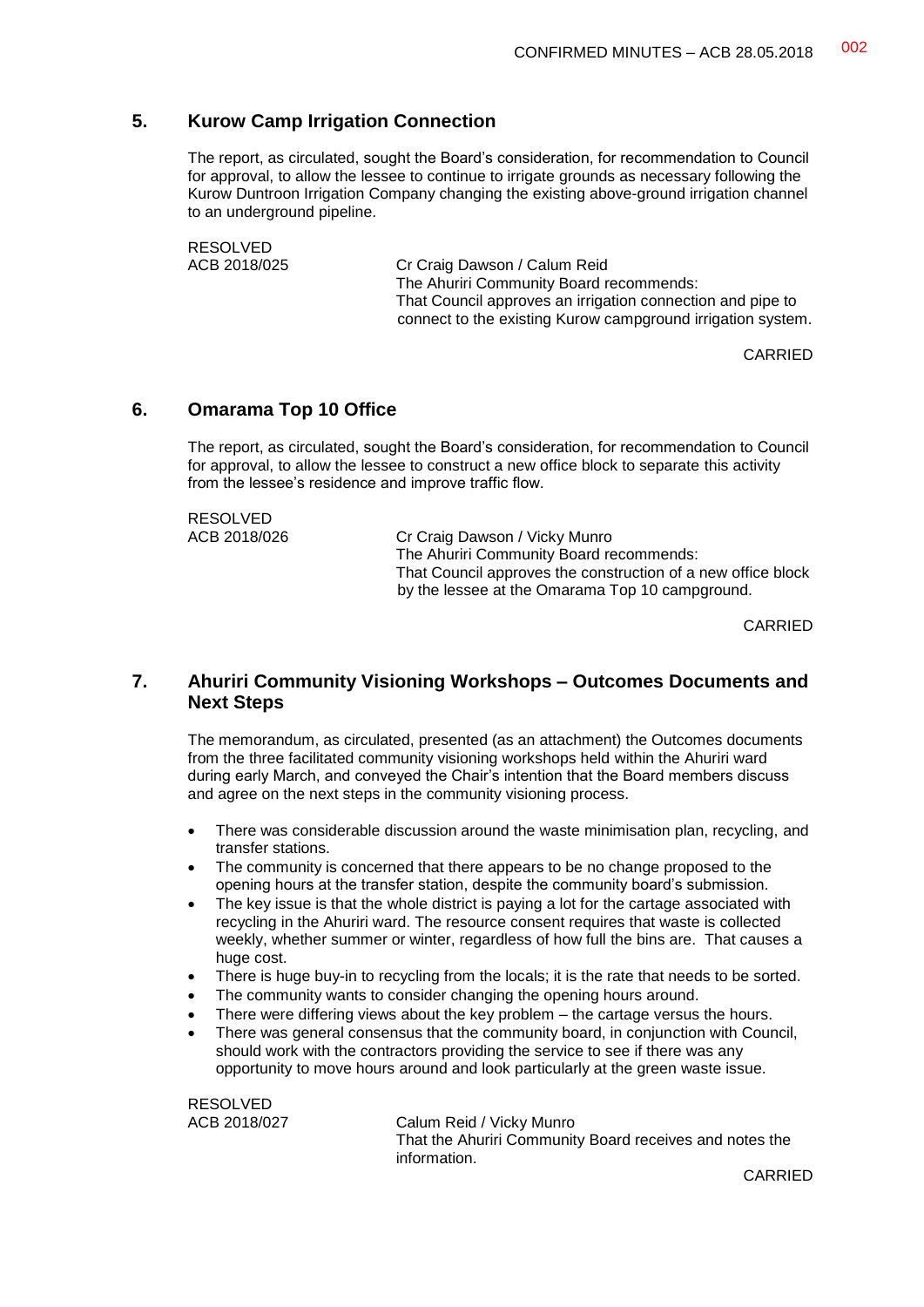## 5. Kurow Camp Irrigation Connection

The report, as circulated, sought the Board's consideration, for recommendation to Council for approval, to allow the lessee to continue to irrigate grounds as necessary following the Kurow Duntroon Irrigation Company changing the existing above-ground irrigation channel to an underground pipeline.

RESOLVED
ACB 2018/025 — Cr Craig Dawson / Calum Reid

The Ahuriri Community Board recommends:
That Council approves an irrigation connection and pipe to connect to the existing Kurow campground irrigation system.

CARRIED

## 6. Omarama Top 10 Office

The report, as circulated, sought the Board's consideration, for recommendation to Council for approval, to allow the lessee to construct a new office block to separate this activity from the lessee's residence and improve traffic flow.

RESOLVED
ACB 2018/026 — Cr Craig Dawson / Vicky Munro

The Ahuriri Community Board recommends:
That Council approves the construction of a new office block by the lessee at the Omarama Top 10 campground.

CARRIED

## 7. Ahuriri Community Visioning Workshops – Outcomes Documents and Next Steps

The memorandum, as circulated, presented (as an attachment) the Outcomes documents from the three facilitated community visioning workshops held within the Ahuriri ward during early March, and conveyed the Chair's intention that the Board members discuss and agree on the next steps in the community visioning process.

- There was considerable discussion around the waste minimisation plan, recycling, and transfer stations.
- The community is concerned that there appears to be no change proposed to the opening hours at the transfer station, despite the community board's submission.
- The key issue is that the whole district is paying a lot for the cartage associated with recycling in the Ahuriri ward. The resource consent requires that waste is collected weekly, whether summer or winter, regardless of how full the bins are. That causes a huge cost.
- There is huge buy-in to recycling from the locals; it is the rate that needs to be sorted.
- The community wants to consider changing the opening hours around.
- There were differing views about the key problem – the cartage versus the hours.
- There was general consensus that the community board, in conjunction with Council, should work with the contractors providing the service to see if there was any opportunity to move hours around and look particularly at the green waste issue.

RESOLVED
ACB 2018/027 — Calum Reid / Vicky Munro

That the Ahuriri Community Board receives and notes the information.

CARRIED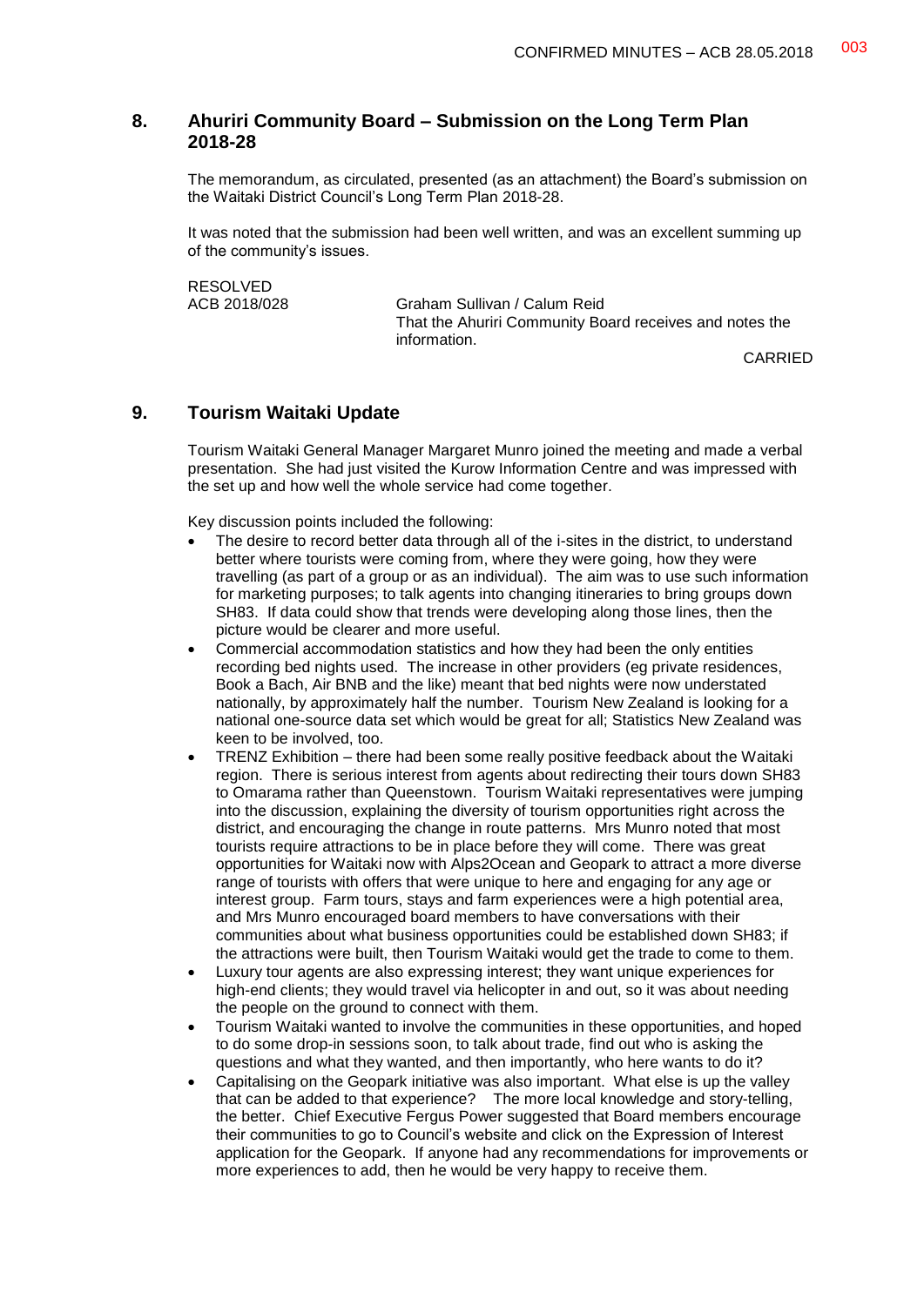## 8. Ahuriri Community Board – Submission on the Long Term Plan 2018-28

The memorandum, as circulated, presented (as an attachment) the Board's submission on the Waitaki District Council's Long Term Plan 2018-28.

It was noted that the submission had been well written, and was an excellent summing up of the community's issues.

RESOLVED
ACB 2018/028 Graham Sullivan / Calum Reid
That the Ahuriri Community Board receives and notes the information.

CARRIED

## 9. Tourism Waitaki Update

Tourism Waitaki General Manager Margaret Munro joined the meeting and made a verbal presentation. She had just visited the Kurow Information Centre and was impressed with the set up and how well the whole service had come together.

Key discussion points included the following:

- The desire to record better data through all of the i-sites in the district, to understand better where tourists were coming from, where they were going, how they were travelling (as part of a group or as an individual). The aim was to use such information for marketing purposes; to talk agents into changing itineraries to bring groups down SH83. If data could show that trends were developing along those lines, then the picture would be clearer and more useful.
- Commercial accommodation statistics and how they had been the only entities recording bed nights used. The increase in other providers (eg private residences, Book a Bach, Air BNB and the like) meant that bed nights were now understated nationally, by approximately half the number. Tourism New Zealand is looking for a national one-source data set which would be great for all; Statistics New Zealand was keen to be involved, too.
- TRENZ Exhibition – there had been some really positive feedback about the Waitaki region. There is serious interest from agents about redirecting their tours down SH83 to Omarama rather than Queenstown. Tourism Waitaki representatives were jumping into the discussion, explaining the diversity of tourism opportunities right across the district, and encouraging the change in route patterns. Mrs Munro noted that most tourists require attractions to be in place before they will come. There was great opportunities for Waitaki now with Alps2Ocean and Geopark to attract a more diverse range of tourists with offers that were unique to here and engaging for any age or interest group. Farm tours, stays and farm experiences were a high potential area, and Mrs Munro encouraged board members to have conversations with their communities about what business opportunities could be established down SH83; if the attractions were built, then Tourism Waitaki would get the trade to come to them.
- Luxury tour agents are also expressing interest; they want unique experiences for high-end clients; they would travel via helicopter in and out, so it was about needing the people on the ground to connect with them.
- Tourism Waitaki wanted to involve the communities in these opportunities, and hoped to do some drop-in sessions soon, to talk about trade, find out who is asking the questions and what they wanted, and then importantly, who here wants to do it?
- Capitalising on the Geopark initiative was also important. What else is up the valley that can be added to that experience? The more local knowledge and story-telling, the better. Chief Executive Fergus Power suggested that Board members encourage their communities to go to Council's website and click on the Expression of Interest application for the Geopark. If anyone had any recommendations for improvements or more experiences to add, then he would be very happy to receive them.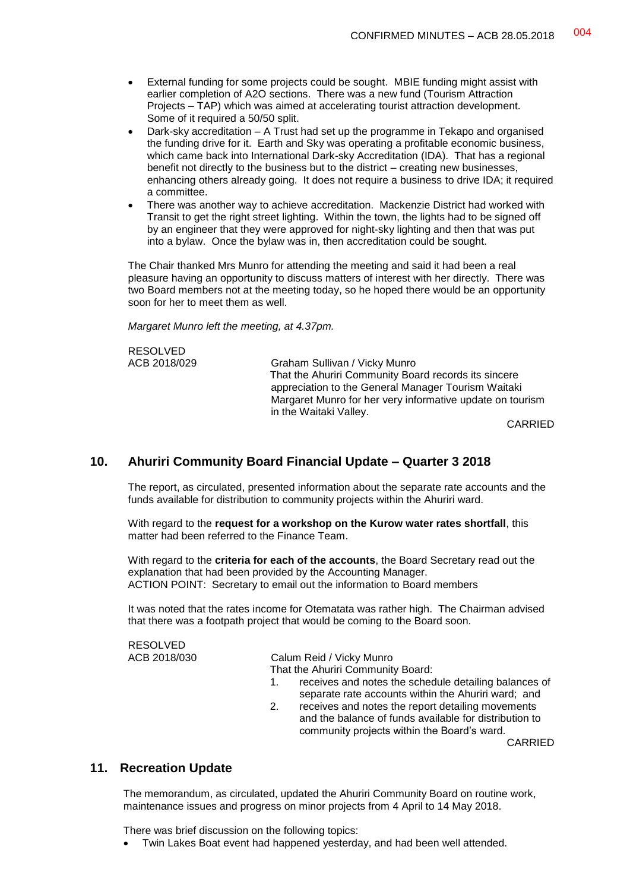- External funding for some projects could be sought. MBIE funding might assist with earlier completion of A2O sections. There was a new fund (Tourism Attraction Projects – TAP) which was aimed at accelerating tourist attraction development. Some of it required a 50/50 split.
- Dark-sky accreditation – A Trust had set up the programme in Tekapo and organised the funding drive for it. Earth and Sky was operating a profitable economic business, which came back into International Dark-sky Accreditation (IDA). That has a regional benefit not directly to the business but to the district – creating new businesses, enhancing others already going. It does not require a business to drive IDA; it required a committee.
- There was another way to achieve accreditation. Mackenzie District had worked with Transit to get the right street lighting. Within the town, the lights had to be signed off by an engineer that they were approved for night-sky lighting and then that was put into a bylaw. Once the bylaw was in, then accreditation could be sought.

The Chair thanked Mrs Munro for attending the meeting and said it had been a real pleasure having an opportunity to discuss matters of interest with her directly. There was two Board members not at the meeting today, so he hoped there would be an opportunity soon for her to meet them as well.

*Margaret Munro left the meeting, at 4.37pm.*

RESOLVED
ACB 2018/029 — Graham Sullivan / Vicky Munro

That the Ahuriri Community Board records its sincere appreciation to the General Manager Tourism Waitaki Margaret Munro for her very informative update on tourism in the Waitaki Valley.

CARRIED

## 10. Ahuriri Community Board Financial Update – Quarter 3 2018

The report, as circulated, presented information about the separate rate accounts and the funds available for distribution to community projects within the Ahuriri ward.

With regard to the **request for a workshop on the Kurow water rates shortfall**, this matter had been referred to the Finance Team.

With regard to the **criteria for each of the accounts**, the Board Secretary read out the explanation that had been provided by the Accounting Manager.
ACTION POINT: Secretary to email out the information to Board members

It was noted that the rates income for Otematata was rather high. The Chairman advised that there was a footpath project that would be coming to the Board soon.

RESOLVED
ACB 2018/030 — Calum Reid / Vicky Munro

That the Ahuriri Community Board:

1. receives and notes the schedule detailing balances of separate rate accounts within the Ahuriri ward; and
2. receives and notes the report detailing movements and the balance of funds available for distribution to community projects within the Board's ward.

CARRIED

## 11. Recreation Update

The memorandum, as circulated, updated the Ahuriri Community Board on routine work, maintenance issues and progress on minor projects from 4 April to 14 May 2018.

There was brief discussion on the following topics:

- Twin Lakes Boat event had happened yesterday, and had been well attended.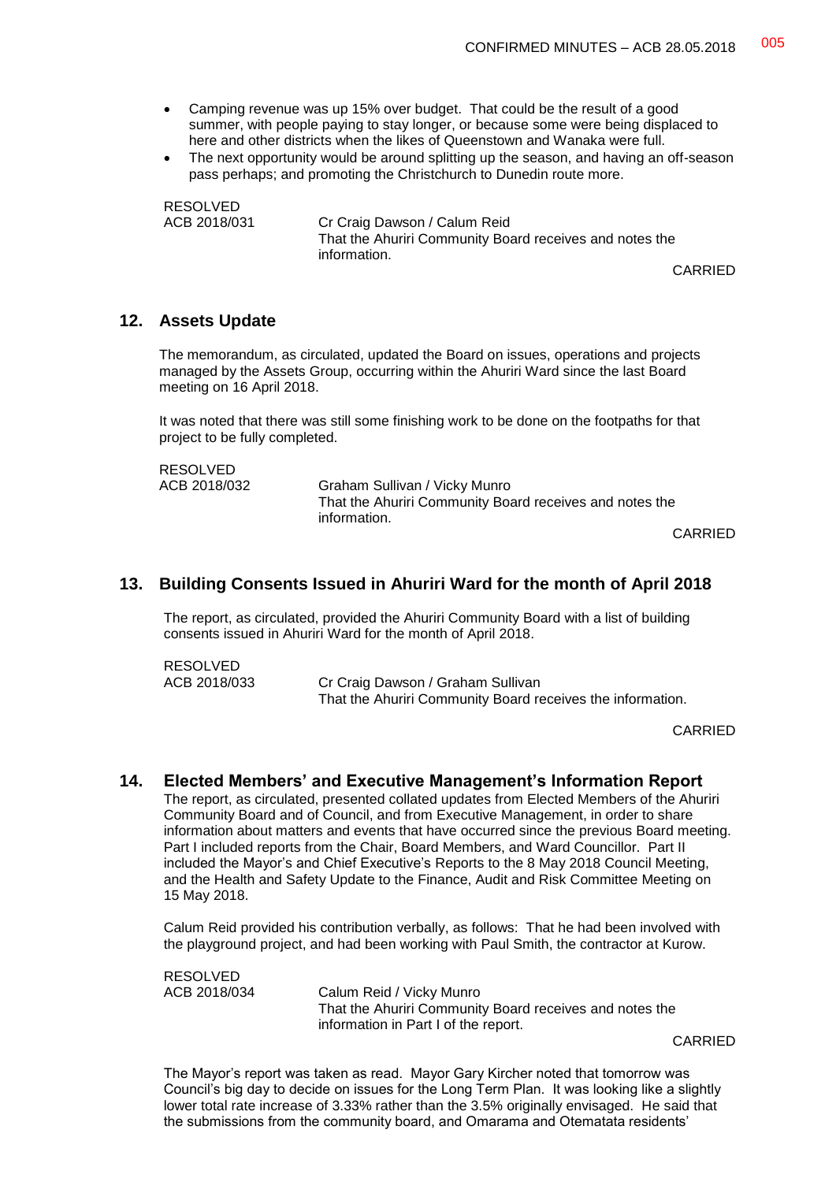- Camping revenue was up 15% over budget. That could be the result of a good summer, with people paying to stay longer, or because some were being displaced to here and other districts when the likes of Queenstown and Wanaka were full.
- The next opportunity would be around splitting up the season, and having an off-season pass perhaps; and promoting the Christchurch to Dunedin route more.

RESOLVED
ACB 2018/031 Cr Craig Dawson / Calum Reid
That the Ahuriri Community Board receives and notes the information.

CARRIED

## 12. Assets Update

The memorandum, as circulated, updated the Board on issues, operations and projects managed by the Assets Group, occurring within the Ahuriri Ward since the last Board meeting on 16 April 2018.

It was noted that there was still some finishing work to be done on the footpaths for that project to be fully completed.

RESOLVED
ACB 2018/032 Graham Sullivan / Vicky Munro
That the Ahuriri Community Board receives and notes the information.

CARRIED

## 13. Building Consents Issued in Ahuriri Ward for the month of April 2018

The report, as circulated, provided the Ahuriri Community Board with a list of building consents issued in Ahuriri Ward for the month of April 2018.

RESOLVED
ACB 2018/033 Cr Craig Dawson / Graham Sullivan
That the Ahuriri Community Board receives the information.

CARRIED

## 14. Elected Members' and Executive Management's Information Report

The report, as circulated, presented collated updates from Elected Members of the Ahuriri Community Board and of Council, and from Executive Management, in order to share information about matters and events that have occurred since the previous Board meeting. Part I included reports from the Chair, Board Members, and Ward Councillor. Part II included the Mayor's and Chief Executive's Reports to the 8 May 2018 Council Meeting, and the Health and Safety Update to the Finance, Audit and Risk Committee Meeting on 15 May 2018.

Calum Reid provided his contribution verbally, as follows: That he had been involved with the playground project, and had been working with Paul Smith, the contractor at Kurow.

RESOLVED
ACB 2018/034 Calum Reid / Vicky Munro
That the Ahuriri Community Board receives and notes the information in Part I of the report.

CARRIED

The Mayor's report was taken as read. Mayor Gary Kircher noted that tomorrow was Council's big day to decide on issues for the Long Term Plan. It was looking like a slightly lower total rate increase of 3.33% rather than the 3.5% originally envisaged. He said that the submissions from the community board, and Omarama and Otematata residents'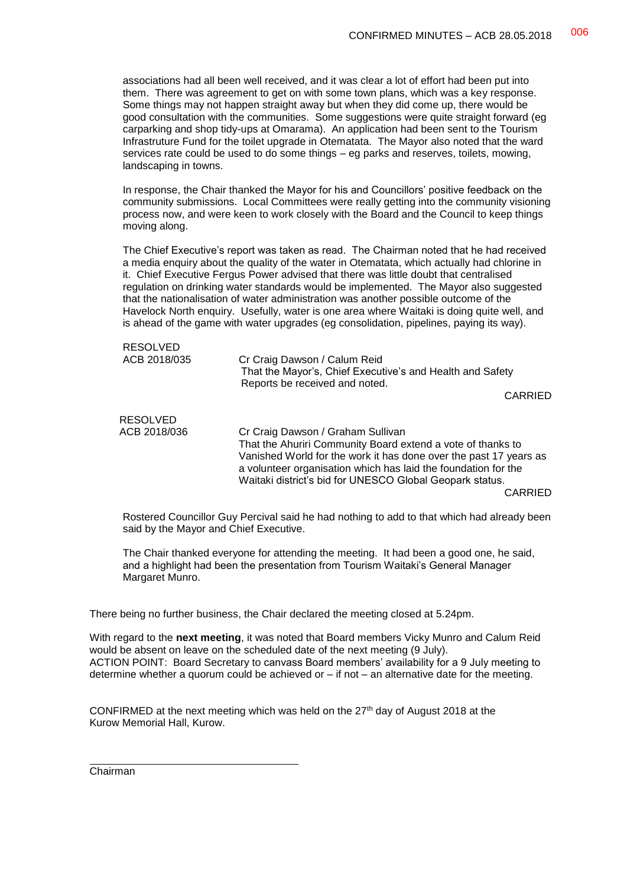associations had all been well received, and it was clear a lot of effort had been put into them. There was agreement to get on with some town plans, which was a key response. Some things may not happen straight away but when they did come up, there would be good consultation with the communities. Some suggestions were quite straight forward (eg carparking and shop tidy-ups at Omarama). An application had been sent to the Tourism Infrastruture Fund for the toilet upgrade in Otematata. The Mayor also noted that the ward services rate could be used to do some things – eg parks and reserves, toilets, mowing, landscaping in towns.

In response, the Chair thanked the Mayor for his and Councillors' positive feedback on the community submissions. Local Committees were really getting into the community visioning process now, and were keen to work closely with the Board and the Council to keep things moving along.

The Chief Executive's report was taken as read. The Chairman noted that he had received a media enquiry about the quality of the water in Otematata, which actually had chlorine in it. Chief Executive Fergus Power advised that there was little doubt that centralised regulation on drinking water standards would be implemented. The Mayor also suggested that the nationalisation of water administration was another possible outcome of the Havelock North enquiry. Usefully, water is one area where Waitaki is doing quite well, and is ahead of the game with water upgrades (eg consolidation, pipelines, paying its way).

RESOLVED
ACB 2018/035 — Cr Craig Dawson / Calum Reid
That the Mayor's, Chief Executive's and Health and Safety Reports be received and noted.

CARRIED

RESOLVED
ACB 2018/036 — Cr Craig Dawson / Graham Sullivan
That the Ahuriri Community Board extend a vote of thanks to Vanished World for the work it has done over the past 17 years as a volunteer organisation which has laid the foundation for the Waitaki district's bid for UNESCO Global Geopark status.

CARRIED

Rostered Councillor Guy Percival said he had nothing to add to that which had already been said by the Mayor and Chief Executive.

The Chair thanked everyone for attending the meeting. It had been a good one, he said, and a highlight had been the presentation from Tourism Waitaki's General Manager Margaret Munro.

There being no further business, the Chair declared the meeting closed at 5.24pm.

With regard to the **next meeting**, it was noted that Board members Vicky Munro and Calum Reid would be absent on leave on the scheduled date of the next meeting (9 July).
ACTION POINT: Board Secretary to canvass Board members' availability for a 9 July meeting to determine whether a quorum could be achieved or – if not – an alternative date for the meeting.

CONFIRMED at the next meeting which was held on the 27th day of August 2018 at the Kurow Memorial Hall, Kurow.

Chairman